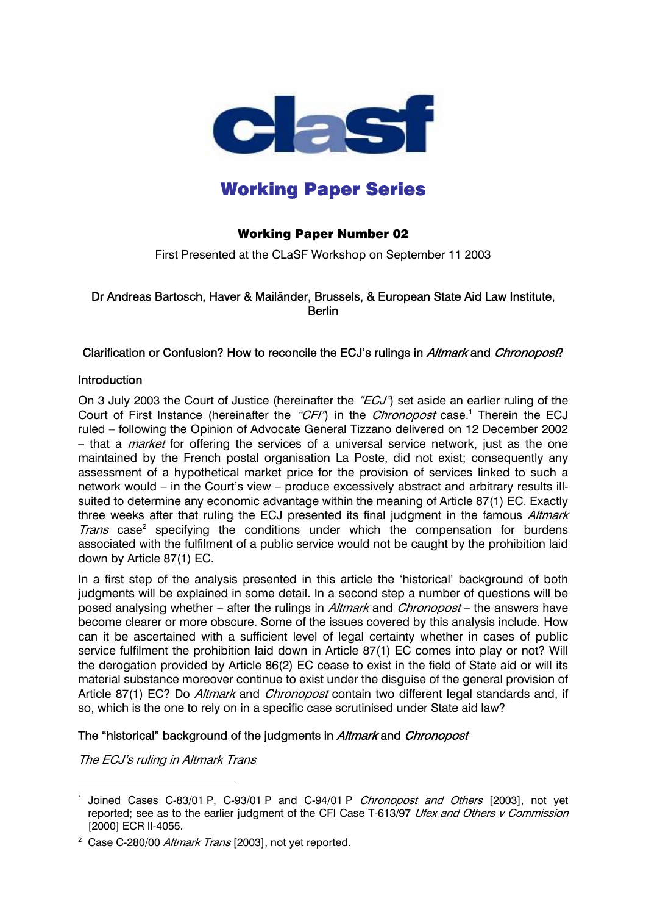# Working Paper Series

**Working Paper Number 02**

First Presented at the CLaSF Workshop on September 11 2003

Dr Andreas Bartosch, Haver & Mailänder, Brussels, & European State Aid Law Institute, Berlin

## Clarification or Confusion? How to reconcile the ECJ's rulings in *Altmark* and *Chronopost*?

### Introduction

On 3 July 2003 the Court of Justice (hereinafter the *"ECJ"*) set aside an earlier ruling of the Court of First Instance (hereinafter the *"CFI"*) in the *Chronopost* case.[1] Therein the ECJ ruled – following the Opinion of Advocate General Tizzano delivered on 12 December 2002 – that a *market* for offering the services of a universal service network, just as the one maintained by the French postal organisation La Poste, did not exist; consequently any assessment of a hypothetical market price for the provision of services linked to such a network would – in the Court's view – produce excessively abstract and arbitrary results ill-suited to determine any economic advantage within the meaning of Article 87(1) EC. Exactly three weeks after that ruling the ECJ presented its final judgment in the famous *Altmark Trans* case[2] specifying the conditions under which the compensation for burdens associated with the fulfilment of a public service would not be caught by the prohibition laid down by Article 87(1) EC.

In a first step of the analysis presented in this article the 'historical' background of both judgments will be explained in some detail. In a second step a number of questions will be posed analysing whether – after the rulings in *Altmark* and *Chronopost* – the answers have become clearer or more obscure. Some of the issues covered by this analysis include. How can it be ascertained with a sufficient level of legal certainty whether in cases of public service fulfilment the prohibition laid down in Article 87(1) EC comes into play or not? Will the derogation provided by Article 86(2) EC cease to exist in the field of State aid or will its material substance moreover continue to exist under the disguise of the general provision of Article 87(1) EC? Do *Altmark* and *Chronopost* contain two different legal standards and, if so, which is the one to rely on in a specific case scrutinised under State aid law?

### The "historical" background of the judgments in *Altmark* and *Chronopost*

#### *The ECJ's ruling in Altmark Trans*

---

[1] Joined Cases C-83/01 P, C-93/01 P and C-94/01 P *Chronopost and Others* [2003], not yet reported; see as to the earlier judgment of the CFI Case T-613/97 *Ufex and Others v Commission* [2000] ECR II-4055.

[2] Case C-280/00 *Altmark Trans* [2003], not yet reported.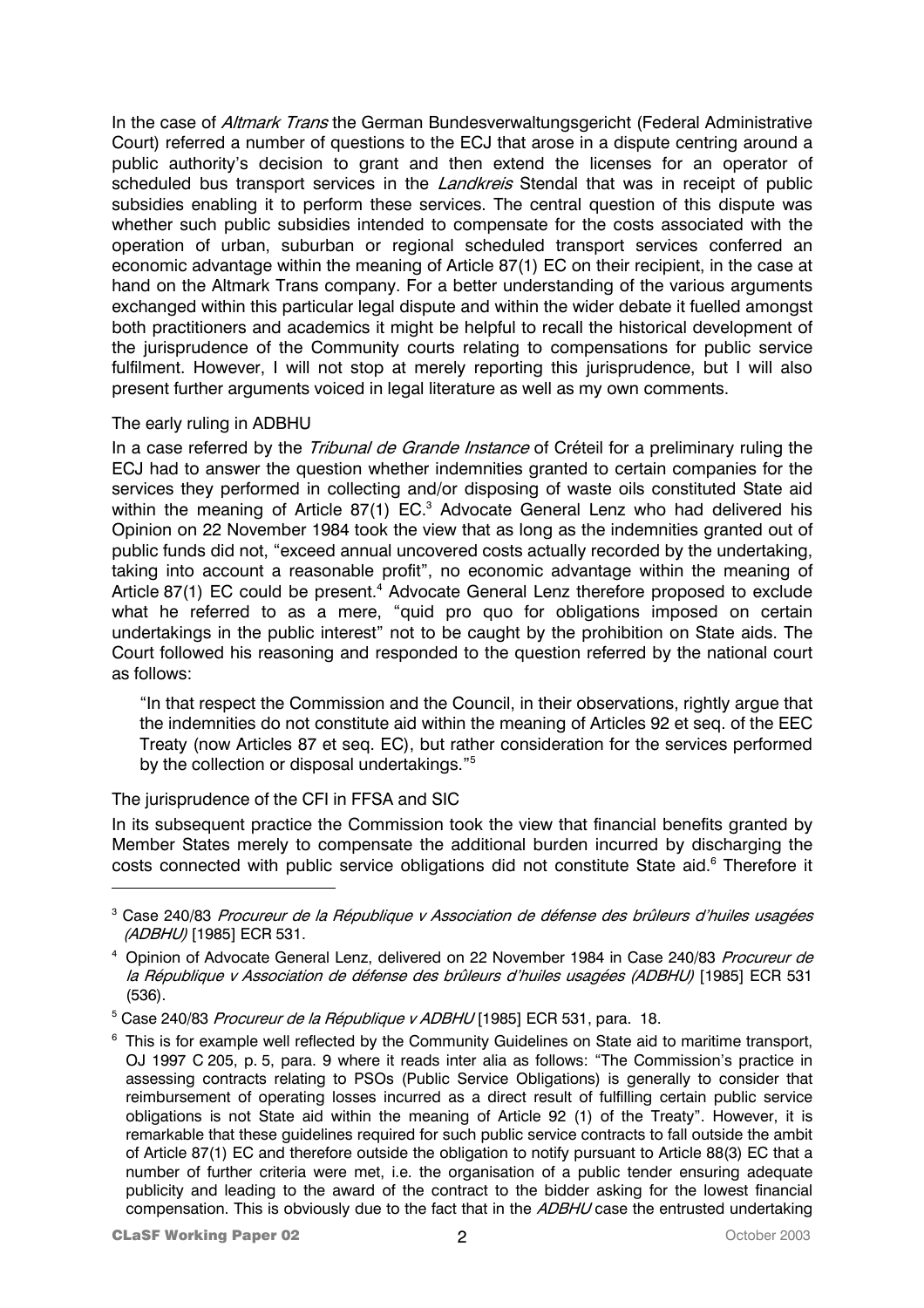In the case of *Altmark Trans* the German Bundesverwaltungsgericht (Federal Administrative Court) referred a number of questions to the ECJ that arose in a dispute centring around a public authority's decision to grant and then extend the licenses for an operator of scheduled bus transport services in the *Landkreis* Stendal that was in receipt of public subsidies enabling it to perform these services. The central question of this dispute was whether such public subsidies intended to compensate for the costs associated with the operation of urban, suburban or regional scheduled transport services conferred an economic advantage within the meaning of Article 87(1) EC on their recipient, in the case at hand on the Altmark Trans company. For a better understanding of the various arguments exchanged within this particular legal dispute and within the wider debate it fuelled amongst both practitioners and academics it might be helpful to recall the historical development of the jurisprudence of the Community courts relating to compensations for public service fulfilment. However, I will not stop at merely reporting this jurisprudence, but I will also present further arguments voiced in legal literature as well as my own comments.

### The early ruling in ADBHU

In a case referred by the *Tribunal de Grande Instance* of Créteil for a preliminary ruling the ECJ had to answer the question whether indemnities granted to certain companies for the services they performed in collecting and/or disposing of waste oils constituted State aid within the meaning of Article 87(1) EC.[3] Advocate General Lenz who had delivered his Opinion on 22 November 1984 took the view that as long as the indemnities granted out of public funds did not, "exceed annual uncovered costs actually recorded by the undertaking, taking into account a reasonable profit", no economic advantage within the meaning of Article 87(1) EC could be present.[4] Advocate General Lenz therefore proposed to exclude what he referred to as a mere, "quid pro quo for obligations imposed on certain undertakings in the public interest" not to be caught by the prohibition on State aids. The Court followed his reasoning and responded to the question referred by the national court as follows:

> "In that respect the Commission and the Council, in their observations, rightly argue that the indemnities do not constitute aid within the meaning of Articles 92 et seq. of the EEC Treaty (now Articles 87 et seq. EC), but rather consideration for the services performed by the collection or disposal undertakings."[5]

### The jurisprudence of the CFI in FFSA and SIC

In its subsequent practice the Commission took the view that financial benefits granted by Member States merely to compensate the additional burden incurred by discharging the costs connected with public service obligations did not constitute State aid.[6] Therefore it

---

[3] Case 240/83 *Procureur de la République v Association de défense des brûleurs d'huiles usagées (ADBHU)* [1985] ECR 531.

[4] Opinion of Advocate General Lenz, delivered on 22 November 1984 in Case 240/83 *Procureur de la République v Association de défense des brûleurs d'huiles usagées (ADBHU)* [1985] ECR 531 (536).

[5] Case 240/83 *Procureur de la République v ADBHU* [1985] ECR 531, para. 18.

[6] This is for example well reflected by the Community Guidelines on State aid to maritime transport, OJ 1997 C 205, p. 5, para. 9 where it reads inter alia as follows: "The Commission's practice in assessing contracts relating to PSOs (Public Service Obligations) is generally to consider that reimbursement of operating losses incurred as a direct result of fulfilling certain public service obligations is not State aid within the meaning of Article 92 (1) of the Treaty". However, it is remarkable that these guidelines required for such public service contracts to fall outside the ambit of Article 87(1) EC and therefore outside the obligation to notify pursuant to Article 88(3) EC that a number of further criteria were met, i.e. the organisation of a public tender ensuring adequate publicity and leading to the award of the contract to the bidder asking for the lowest financial compensation. This is obviously due to the fact that in the *ADBHU* case the entrusted undertaking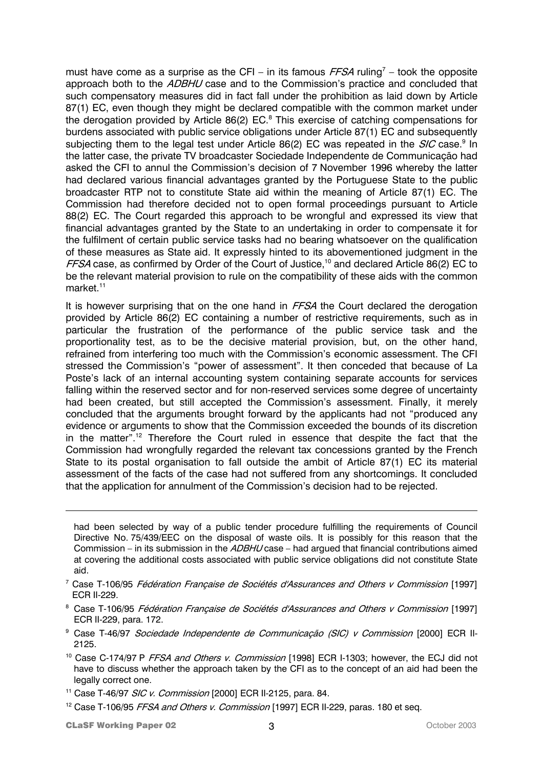must have come as a surprise as the CFI – in its famous *FFSA* ruling[7] – took the opposite approach both to the *ADBHU* case and to the Commission's practice and concluded that such compensatory measures did in fact fall under the prohibition as laid down by Article 87(1) EC, even though they might be declared compatible with the common market under the derogation provided by Article 86(2) EC.[8] This exercise of catching compensations for burdens associated with public service obligations under Article 87(1) EC and subsequently subjecting them to the legal test under Article 86(2) EC was repeated in the *SIC* case.[9] In the latter case, the private TV broadcaster Sociedade Independente de Communicação had asked the CFI to annul the Commission's decision of 7 November 1996 whereby the latter had declared various financial advantages granted by the Portuguese State to the public broadcaster RTP not to constitute State aid within the meaning of Article 87(1) EC. The Commission had therefore decided not to open formal proceedings pursuant to Article 88(2) EC. The Court regarded this approach to be wrongful and expressed its view that financial advantages granted by the State to an undertaking in order to compensate it for the fulfilment of certain public service tasks had no bearing whatsoever on the qualification of these measures as State aid. It expressly hinted to its abovementioned judgment in the *FFSA* case, as confirmed by Order of the Court of Justice,[10] and declared Article 86(2) EC to be the relevant material provision to rule on the compatibility of these aids with the common market.[11]

It is however surprising that on the one hand in *FFSA* the Court declared the derogation provided by Article 86(2) EC containing a number of restrictive requirements, such as in particular the frustration of the performance of the public service task and the proportionality test, as to be the decisive material provision, but, on the other hand, refrained from interfering too much with the Commission's economic assessment. The CFI stressed the Commission's "power of assessment". It then conceded that because of La Poste's lack of an internal accounting system containing separate accounts for services falling within the reserved sector and for non-reserved services some degree of uncertainty had been created, but still accepted the Commission's assessment. Finally, it merely concluded that the arguments brought forward by the applicants had not "produced any evidence or arguments to show that the Commission exceeded the bounds of its discretion in the matter".[12] Therefore the Court ruled in essence that despite the fact that the Commission had wrongfully regarded the relevant tax concessions granted by the French State to its postal organisation to fall outside the ambit of Article 87(1) EC its material assessment of the facts of the case had not suffered from any shortcomings. It concluded that the application for annulment of the Commission's decision had to be rejected.

---

had been selected by way of a public tender procedure fulfilling the requirements of Council Directive No. 75/439/EEC on the disposal of waste oils. It is possibly for this reason that the Commission – in its submission in the *ADBHU* case – had argued that financial contributions aimed at covering the additional costs associated with public service obligations did not constitute State aid.

[7] Case T-106/95 *Fédération Française de Sociétés d'Assurances and Others v Commission* [1997] ECR II-229.

[8] Case T-106/95 *Fédération Française de Sociétés d'Assurances and Others v Commission* [1997] ECR II-229, para. 172.

[9] Case T-46/97 *Sociedade Independente de Communicação (SIC) v Commission* [2000] ECR II-2125.

[10] Case C-174/97 P *FFSA and Others v. Commission* [1998] ECR I-1303; however, the ECJ did not have to discuss whether the approach taken by the CFI as to the concept of an aid had been the legally correct one.

[11] Case T-46/97 *SIC v. Commission* [2000] ECR II-2125, para. 84.

[12] Case T-106/95 *FFSA and Others v. Commission* [1997] ECR II-229, paras. 180 et seq.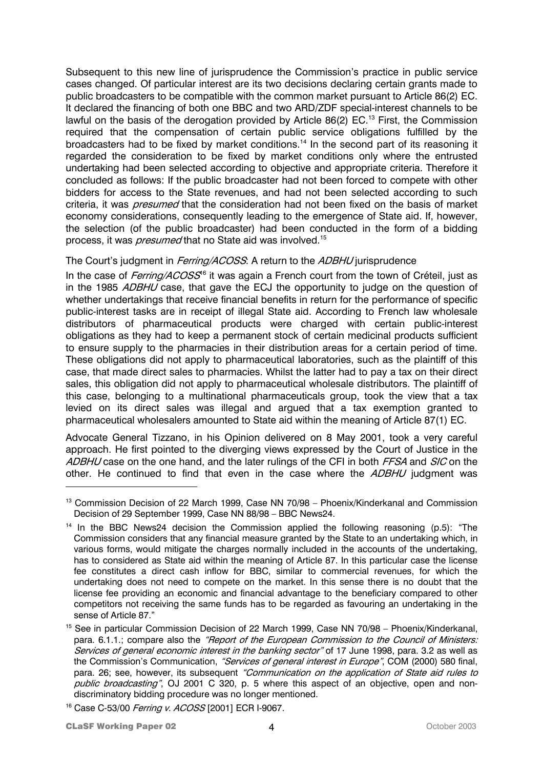Subsequent to this new line of jurisprudence the Commission's practice in public service cases changed. Of particular interest are its two decisions declaring certain grants made to public broadcasters to be compatible with the common market pursuant to Article 86(2) EC. It declared the financing of both one BBC and two ARD/ZDF special-interest channels to be lawful on the basis of the derogation provided by Article 86(2) EC.[13] First, the Commission required that the compensation of certain public service obligations fulfilled by the broadcasters had to be fixed by market conditions.[14] In the second part of its reasoning it regarded the consideration to be fixed by market conditions only where the entrusted undertaking had been selected according to objective and appropriate criteria. Therefore it concluded as follows: If the public broadcaster had not been forced to compete with other bidders for access to the State revenues, and had not been selected according to such criteria, it was *presumed* that the consideration had not been fixed on the basis of market economy considerations, consequently leading to the emergence of State aid. If, however, the selection (of the public broadcaster) had been conducted in the form of a bidding process, it was *presumed* that no State aid was involved.[15]

### The Court's judgment in *Ferring/ACOSS*: A return to the *ADBHU* jurisprudence

In the case of *Ferring/ACOSS*[16] it was again a French court from the town of Créteil, just as in the 1985 *ADBHU* case, that gave the ECJ the opportunity to judge on the question of whether undertakings that receive financial benefits in return for the performance of specific public-interest tasks are in receipt of illegal State aid. According to French law wholesale distributors of pharmaceutical products were charged with certain public-interest obligations as they had to keep a permanent stock of certain medicinal products sufficient to ensure supply to the pharmacies in their distribution areas for a certain period of time. These obligations did not apply to pharmaceutical laboratories, such as the plaintiff of this case, that made direct sales to pharmacies. Whilst the latter had to pay a tax on their direct sales, this obligation did not apply to pharmaceutical wholesale distributors. The plaintiff of this case, belonging to a multinational pharmaceuticals group, took the view that a tax levied on its direct sales was illegal and argued that a tax exemption granted to pharmaceutical wholesalers amounted to State aid within the meaning of Article 87(1) EC.

Advocate General Tizzano, in his Opinion delivered on 8 May 2001, took a very careful approach. He first pointed to the diverging views expressed by the Court of Justice in the *ADBHU* case on the one hand, and the later rulings of the CFI in both *FFSA* and *SIC* on the other. He continued to find that even in the case where the *ADBHU* judgment was

---

[13] Commission Decision of 22 March 1999, Case NN 70/98 – Phoenix/Kinderkanal and Commission Decision of 29 September 1999, Case NN 88/98 – BBC News24.

[14] In the BBC News24 decision the Commission applied the following reasoning (p.5): "The Commission considers that any financial measure granted by the State to an undertaking which, in various forms, would mitigate the charges normally included in the accounts of the undertaking, has to considered as State aid within the meaning of Article 87. In this particular case the license fee constitutes a direct cash inflow for BBC, similar to commercial revenues, for which the undertaking does not need to compete on the market. In this sense there is no doubt that the license fee providing an economic and financial advantage to the beneficiary compared to other competitors not receiving the same funds has to be regarded as favouring an undertaking in the sense of Article 87."

[15] See in particular Commission Decision of 22 March 1999, Case NN 70/98 – Phoenix/Kinderkanal, para. 6.1.1.; compare also the *"Report of the European Commission to the Council of Ministers: Services of general economic interest in the banking sector"* of 17 June 1998, para. 3.2 as well as the Commission's Communication, *"Services of general interest in Europe"*, COM (2000) 580 final, para. 26; see, however, its subsequent *"Communication on the application of State aid rules to public broadcasting"*, OJ 2001 C 320, p. 5 where this aspect of an objective, open and non-discriminatory bidding procedure was no longer mentioned.

[16] Case C-53/00 *Ferring v. ACOSS* [2001] ECR I-9067.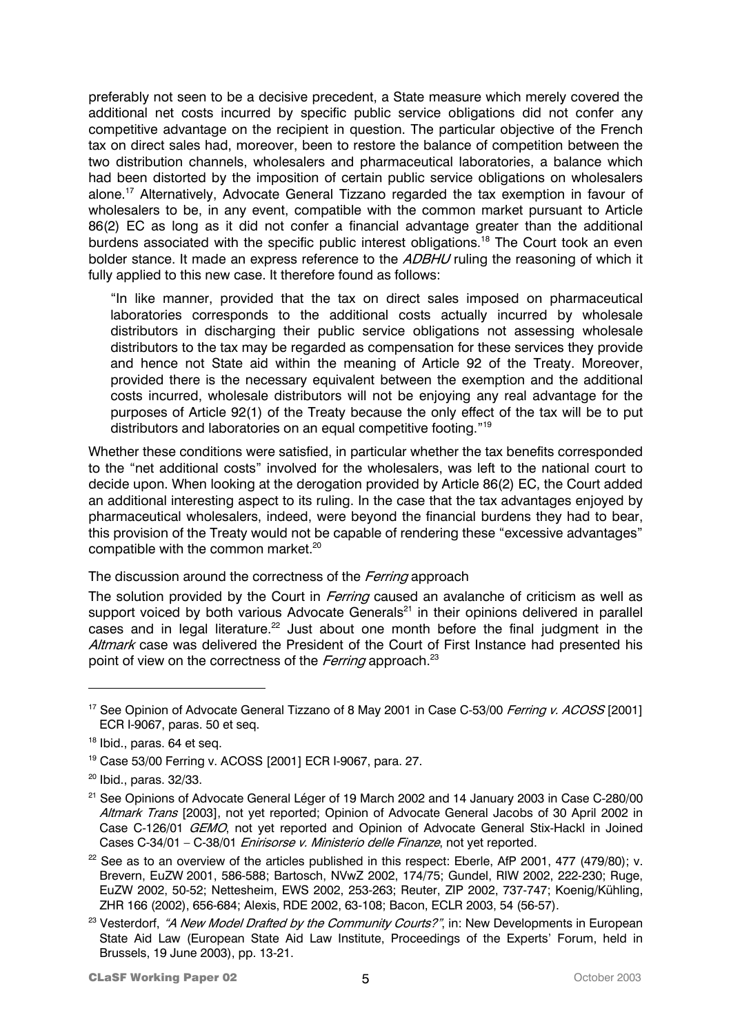preferably not seen to be a decisive precedent, a State measure which merely covered the additional net costs incurred by specific public service obligations did not confer any competitive advantage on the recipient in question. The particular objective of the French tax on direct sales had, moreover, been to restore the balance of competition between the two distribution channels, wholesalers and pharmaceutical laboratories, a balance which had been distorted by the imposition of certain public service obligations on wholesalers alone.[17] Alternatively, Advocate General Tizzano regarded the tax exemption in favour of wholesalers to be, in any event, compatible with the common market pursuant to Article 86(2) EC as long as it did not confer a financial advantage greater than the additional burdens associated with the specific public interest obligations.[18] The Court took an even bolder stance. It made an express reference to the *ADBHU* ruling the reasoning of which it fully applied to this new case. It therefore found as follows:

> "In like manner, provided that the tax on direct sales imposed on pharmaceutical laboratories corresponds to the additional costs actually incurred by wholesale distributors in discharging their public service obligations not assessing wholesale distributors to the tax may be regarded as compensation for these services they provide and hence not State aid within the meaning of Article 92 of the Treaty. Moreover, provided there is the necessary equivalent between the exemption and the additional costs incurred, wholesale distributors will not be enjoying any real advantage for the purposes of Article 92(1) of the Treaty because the only effect of the tax will be to put distributors and laboratories on an equal competitive footing."[19]

Whether these conditions were satisfied, in particular whether the tax benefits corresponded to the "net additional costs" involved for the wholesalers, was left to the national court to decide upon. When looking at the derogation provided by Article 86(2) EC, the Court added an additional interesting aspect to its ruling. In the case that the tax advantages enjoyed by pharmaceutical wholesalers, indeed, were beyond the financial burdens they had to bear, this provision of the Treaty would not be capable of rendering these "excessive advantages" compatible with the common market.[20]

The discussion around the correctness of the *Ferring* approach

The solution provided by the Court in *Ferring* caused an avalanche of criticism as well as support voiced by both various Advocate Generals[21] in their opinions delivered in parallel cases and in legal literature.[22] Just about one month before the final judgment in the *Altmark* case was delivered the President of the Court of First Instance had presented his point of view on the correctness of the *Ferring* approach.[23]

---

[17] See Opinion of Advocate General Tizzano of 8 May 2001 in Case C-53/00 *Ferring v. ACOSS* [2001] ECR I-9067, paras. 50 et seq.

[18] Ibid., paras. 64 et seq.

[19] Case 53/00 Ferring v. ACOSS [2001] ECR I-9067, para. 27.

[20] Ibid., paras. 32/33.

[21] See Opinions of Advocate General Léger of 19 March 2002 and 14 January 2003 in Case C-280/00 *Altmark Trans* [2003], not yet reported; Opinion of Advocate General Jacobs of 30 April 2002 in Case C-126/01 *GEMO*, not yet reported and Opinion of Advocate General Stix-Hackl in Joined Cases C-34/01 – C-38/01 *Enirisorse v. Ministerio delle Finanze*, not yet reported.

[22] See as to an overview of the articles published in this respect: Eberle, AfP 2001, 477 (479/80); v. Brevern, EuZW 2001, 586-588; Bartosch, NVwZ 2002, 174/75; Gundel, RIW 2002, 222-230; Ruge, EuZW 2002, 50-52; Nettesheim, EWS 2002, 253-263; Reuter, ZIP 2002, 737-747; Koenig/Kühling, ZHR 166 (2002), 656-684; Alexis, RDE 2002, 63-108; Bacon, ECLR 2003, 54 (56-57).

[23] Vesterdorf, *"A New Model Drafted by the Community Courts?"*, in: New Developments in European State Aid Law (European State Aid Law Institute, Proceedings of the Experts' Forum, held in Brussels, 19 June 2003), pp. 13-21.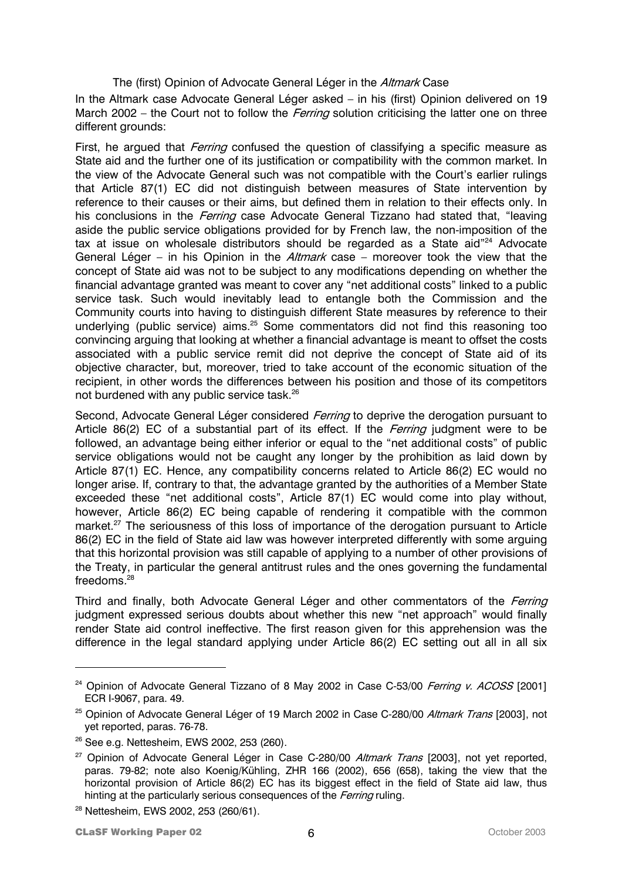### The (first) Opinion of Advocate General Léger in the *Altmark* Case

In the Altmark case Advocate General Léger asked – in his (first) Opinion delivered on 19 March 2002 – the Court not to follow the *Ferring* solution criticising the latter one on three different grounds:

First, he argued that *Ferring* confused the question of classifying a specific measure as State aid and the further one of its justification or compatibility with the common market. In the view of the Advocate General such was not compatible with the Court's earlier rulings that Article 87(1) EC did not distinguish between measures of State intervention by reference to their causes or their aims, but defined them in relation to their effects only. In his conclusions in the *Ferring* case Advocate General Tizzano had stated that, "leaving aside the public service obligations provided for by French law, the non-imposition of the tax at issue on wholesale distributors should be regarded as a State aid"[24] Advocate General Léger – in his Opinion in the *Altmark* case – moreover took the view that the concept of State aid was not to be subject to any modifications depending on whether the financial advantage granted was meant to cover any "net additional costs" linked to a public service task. Such would inevitably lead to entangle both the Commission and the Community courts into having to distinguish different State measures by reference to their underlying (public service) aims.[25] Some commentators did not find this reasoning too convincing arguing that looking at whether a financial advantage is meant to offset the costs associated with a public service remit did not deprive the concept of State aid of its objective character, but, moreover, tried to take account of the economic situation of the recipient, in other words the differences between his position and those of its competitors not burdened with any public service task.[26]

Second, Advocate General Léger considered *Ferring* to deprive the derogation pursuant to Article 86(2) EC of a substantial part of its effect. If the *Ferring* judgment were to be followed, an advantage being either inferior or equal to the "net additional costs" of public service obligations would not be caught any longer by the prohibition as laid down by Article 87(1) EC. Hence, any compatibility concerns related to Article 86(2) EC would no longer arise. If, contrary to that, the advantage granted by the authorities of a Member State exceeded these "net additional costs", Article 87(1) EC would come into play without, however, Article 86(2) EC being capable of rendering it compatible with the common market.[27] The seriousness of this loss of importance of the derogation pursuant to Article 86(2) EC in the field of State aid law was however interpreted differently with some arguing that this horizontal provision was still capable of applying to a number of other provisions of the Treaty, in particular the general antitrust rules and the ones governing the fundamental freedoms.[28]

Third and finally, both Advocate General Léger and other commentators of the *Ferring* judgment expressed serious doubts about whether this new "net approach" would finally render State aid control ineffective. The first reason given for this apprehension was the difference in the legal standard applying under Article 86(2) EC setting out all in all six

---

[24] Opinion of Advocate General Tizzano of 8 May 2002 in Case C-53/00 *Ferring v. ACOSS* [2001] ECR I-9067, para. 49.

[25] Opinion of Advocate General Léger of 19 March 2002 in Case C-280/00 *Altmark Trans* [2003], not yet reported, paras. 76-78.

[26] See e.g. Nettesheim, EWS 2002, 253 (260).

[27] Opinion of Advocate General Léger in Case C-280/00 *Altmark Trans* [2003], not yet reported, paras. 79-82; note also Koenig/Kühling, ZHR 166 (2002), 656 (658), taking the view that the horizontal provision of Article 86(2) EC has its biggest effect in the field of State aid law, thus hinting at the particularly serious consequences of the *Ferring* ruling.

[28] Nettesheim, EWS 2002, 253 (260/61).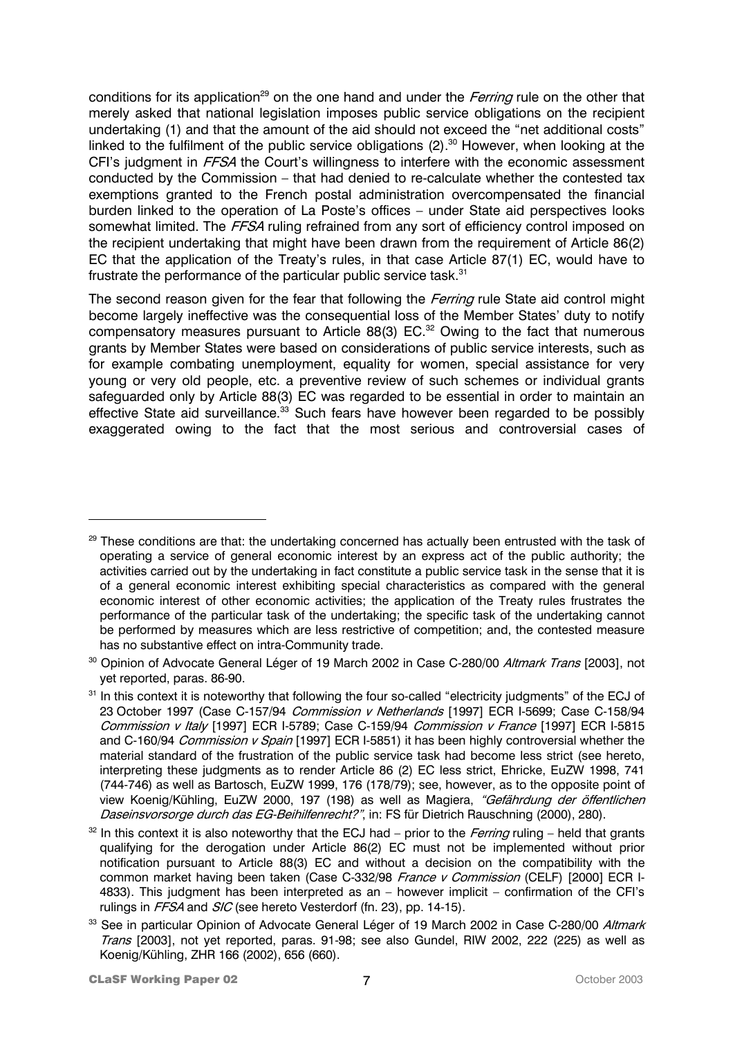conditions for its application[29] on the one hand and under the *Ferring* rule on the other that merely asked that national legislation imposes public service obligations on the recipient undertaking (1) and that the amount of the aid should not exceed the "net additional costs" linked to the fulfilment of the public service obligations (2).[30] However, when looking at the CFI's judgment in *FFSA* the Court's willingness to interfere with the economic assessment conducted by the Commission – that had denied to re-calculate whether the contested tax exemptions granted to the French postal administration overcompensated the financial burden linked to the operation of La Poste's offices – under State aid perspectives looks somewhat limited. The *FFSA* ruling refrained from any sort of efficiency control imposed on the recipient undertaking that might have been drawn from the requirement of Article 86(2) EC that the application of the Treaty's rules, in that case Article 87(1) EC, would have to frustrate the performance of the particular public service task.[31]

The second reason given for the fear that following the *Ferring* rule State aid control might become largely ineffective was the consequential loss of the Member States' duty to notify compensatory measures pursuant to Article 88(3) EC.[32] Owing to the fact that numerous grants by Member States were based on considerations of public service interests, such as for example combating unemployment, equality for women, special assistance for very young or very old people, etc. a preventive review of such schemes or individual grants safeguarded only by Article 88(3) EC was regarded to be essential in order to maintain an effective State aid surveillance.[33] Such fears have however been regarded to be possibly exaggerated owing to the fact that the most serious and controversial cases of

---

[29] These conditions are that: the undertaking concerned has actually been entrusted with the task of operating a service of general economic interest by an express act of the public authority; the activities carried out by the undertaking in fact constitute a public service task in the sense that it is of a general economic interest exhibiting special characteristics as compared with the general economic interest of other economic activities; the application of the Treaty rules frustrates the performance of the particular task of the undertaking; the specific task of the undertaking cannot be performed by measures which are less restrictive of competition; and, the contested measure has no substantive effect on intra-Community trade.

[30] Opinion of Advocate General Léger of 19 March 2002 in Case C-280/00 *Altmark Trans* [2003], not yet reported, paras. 86-90.

[31] In this context it is noteworthy that following the four so-called "electricity judgments" of the ECJ of 23 October 1997 (Case C-157/94 *Commission v Netherlands* [1997] ECR I-5699; Case C-158/94 *Commission v Italy* [1997] ECR I-5789; Case C-159/94 *Commission v France* [1997] ECR I-5815 and C-160/94 *Commission v Spain* [1997] ECR I-5851) it has been highly controversial whether the material standard of the frustration of the public service task had become less strict (see hereto, interpreting these judgments as to render Article 86 (2) EC less strict, Ehricke, EuZW 1998, 741 (744-746) as well as Bartosch, EuZW 1999, 176 (178/79); see, however, as to the opposite point of view Koenig/Kühling, EuZW 2000, 197 (198) as well as Magiera, *"Gefährdung der öffentlichen Daseinsvorsorge durch das EG-Beihilfenrecht?"*, in: FS für Dietrich Rauschning (2000), 280).

[32] In this context it is also noteworthy that the ECJ had – prior to the *Ferring* ruling – held that grants qualifying for the derogation under Article 86(2) EC must not be implemented without prior notification pursuant to Article 88(3) EC and without a decision on the compatibility with the common market having been taken (Case C-332/98 *France v Commission* (CELF) [2000] ECR I-4833). This judgment has been interpreted as an – however implicit – confirmation of the CFI's rulings in *FFSA* and *SIC* (see hereto Vesterdorf (fn. 23), pp. 14-15).

[33] See in particular Opinion of Advocate General Léger of 19 March 2002 in Case C-280/00 *Altmark Trans* [2003], not yet reported, paras. 91-98; see also Gundel, RIW 2002, 222 (225) as well as Koenig/Kühling, ZHR 166 (2002), 656 (660).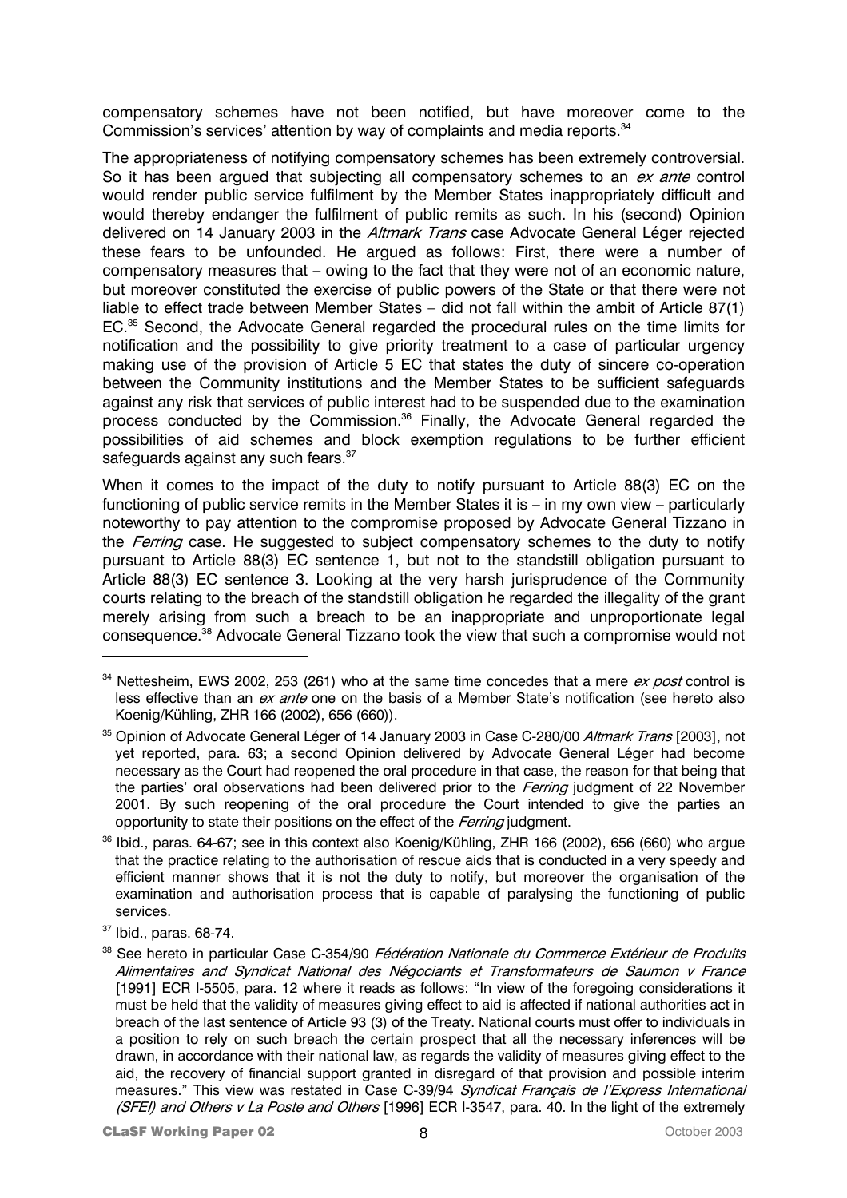compensatory schemes have not been notified, but have moreover come to the Commission's services' attention by way of complaints and media reports.[34]

The appropriateness of notifying compensatory schemes has been extremely controversial. So it has been argued that subjecting all compensatory schemes to an *ex ante* control would render public service fulfilment by the Member States inappropriately difficult and would thereby endanger the fulfilment of public remits as such. In his (second) Opinion delivered on 14 January 2003 in the *Altmark Trans* case Advocate General Léger rejected these fears to be unfounded. He argued as follows: First, there were a number of compensatory measures that – owing to the fact that they were not of an economic nature, but moreover constituted the exercise of public powers of the State or that there were not liable to effect trade between Member States – did not fall within the ambit of Article 87(1) EC.[35] Second, the Advocate General regarded the procedural rules on the time limits for notification and the possibility to give priority treatment to a case of particular urgency making use of the provision of Article 5 EC that states the duty of sincere co-operation between the Community institutions and the Member States to be sufficient safeguards against any risk that services of public interest had to be suspended due to the examination process conducted by the Commission.[36] Finally, the Advocate General regarded the possibilities of aid schemes and block exemption regulations to be further efficient safeguards against any such fears.[37]

When it comes to the impact of the duty to notify pursuant to Article 88(3) EC on the functioning of public service remits in the Member States it is – in my own view – particularly noteworthy to pay attention to the compromise proposed by Advocate General Tizzano in the *Ferring* case. He suggested to subject compensatory schemes to the duty to notify pursuant to Article 88(3) EC sentence 1, but not to the standstill obligation pursuant to Article 88(3) EC sentence 3. Looking at the very harsh jurisprudence of the Community courts relating to the breach of the standstill obligation he regarded the illegality of the grant merely arising from such a breach to be an inappropriate and unproportionate legal consequence.[38] Advocate General Tizzano took the view that such a compromise would not

---

[34] Nettesheim, EWS 2002, 253 (261) who at the same time concedes that a mere *ex post* control is less effective than an *ex ante* one on the basis of a Member State's notification (see hereto also Koenig/Kühling, ZHR 166 (2002), 656 (660)).

[35] Opinion of Advocate General Léger of 14 January 2003 in Case C-280/00 *Altmark Trans* [2003], not yet reported, para. 63; a second Opinion delivered by Advocate General Léger had become necessary as the Court had reopened the oral procedure in that case, the reason for that being that the parties' oral observations had been delivered prior to the *Ferring* judgment of 22 November 2001. By such reopening of the oral procedure the Court intended to give the parties an opportunity to state their positions on the effect of the *Ferring* judgment.

[36] Ibid., paras. 64-67; see in this context also Koenig/Kühling, ZHR 166 (2002), 656 (660) who argue that the practice relating to the authorisation of rescue aids that is conducted in a very speedy and efficient manner shows that it is not the duty to notify, but moreover the organisation of the examination and authorisation process that is capable of paralysing the functioning of public services.

[37] Ibid., paras. 68-74.

[38] See hereto in particular Case C-354/90 *Fédération Nationale du Commerce Extérieur de Produits Alimentaires and Syndicat National des Négociants et Transformateurs de Saumon v France* [1991] ECR I-5505, para. 12 where it reads as follows: "In view of the foregoing considerations it must be held that the validity of measures giving effect to aid is affected if national authorities act in breach of the last sentence of Article 93 (3) of the Treaty. National courts must offer to individuals in a position to rely on such breach the certain prospect that all the necessary inferences will be drawn, in accordance with their national law, as regards the validity of measures giving effect to the aid, the recovery of financial support granted in disregard of that provision and possible interim measures." This view was restated in Case C-39/94 *Syndicat Français de l'Express International (SFEI) and Others v La Poste and Others* [1996] ECR I-3547, para. 40. In the light of the extremely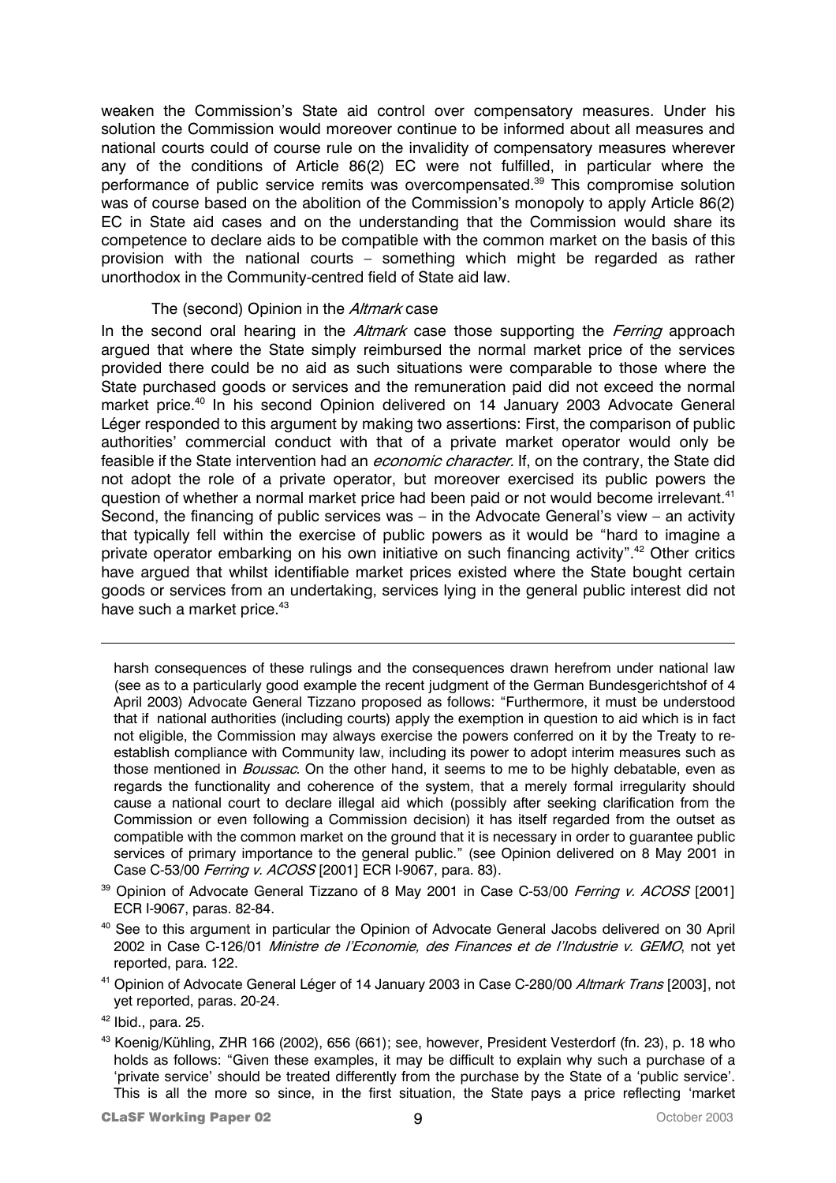weaken the Commission's State aid control over compensatory measures. Under his solution the Commission would moreover continue to be informed about all measures and national courts could of course rule on the invalidity of compensatory measures wherever any of the conditions of Article 86(2) EC were not fulfilled, in particular where the performance of public service remits was overcompensated.[39] This compromise solution was of course based on the abolition of the Commission's monopoly to apply Article 86(2) EC in State aid cases and on the understanding that the Commission would share its competence to declare aids to be compatible with the common market on the basis of this provision with the national courts – something which might be regarded as rather unorthodox in the Community-centred field of State aid law.

#### The (second) Opinion in the *Altmark* case

In the second oral hearing in the *Altmark* case those supporting the *Ferring* approach argued that where the State simply reimbursed the normal market price of the services provided there could be no aid as such situations were comparable to those where the State purchased goods or services and the remuneration paid did not exceed the normal market price.[40] In his second Opinion delivered on 14 January 2003 Advocate General Léger responded to this argument by making two assertions: First, the comparison of public authorities' commercial conduct with that of a private market operator would only be feasible if the State intervention had an *economic character.* If, on the contrary, the State did not adopt the role of a private operator, but moreover exercised its public powers the question of whether a normal market price had been paid or not would become irrelevant.[41] Second, the financing of public services was – in the Advocate General's view – an activity that typically fell within the exercise of public powers as it would be "hard to imagine a private operator embarking on his own initiative on such financing activity".[42] Other critics have argued that whilst identifiable market prices existed where the State bought certain goods or services from an undertaking, services lying in the general public interest did not have such a market price.[43]

---

harsh consequences of these rulings and the consequences drawn herefrom under national law (see as to a particularly good example the recent judgment of the German Bundesgerichtshof of 4 April 2003) Advocate General Tizzano proposed as follows: "Furthermore, it must be understood that if national authorities (including courts) apply the exemption in question to aid which is in fact not eligible, the Commission may always exercise the powers conferred on it by the Treaty to re-establish compliance with Community law, including its power to adopt interim measures such as those mentioned in *Boussac*. On the other hand, it seems to me to be highly debatable, even as regards the functionality and coherence of the system, that a merely formal irregularity should cause a national court to declare illegal aid which (possibly after seeking clarification from the Commission or even following a Commission decision) it has itself regarded from the outset as compatible with the common market on the ground that it is necessary in order to guarantee public services of primary importance to the general public." (see Opinion delivered on 8 May 2001 in Case C-53/00 *Ferring v. ACOSS* [2001] ECR I-9067, para. 83).

[39] Opinion of Advocate General Tizzano of 8 May 2001 in Case C-53/00 *Ferring v. ACOSS* [2001] ECR I-9067, paras. 82-84.

[40] See to this argument in particular the Opinion of Advocate General Jacobs delivered on 30 April 2002 in Case C-126/01 *Ministre de l'Economie, des Finances et de l'Industrie v. GEMO*, not yet reported, para. 122.

[41] Opinion of Advocate General Léger of 14 January 2003 in Case C-280/00 *Altmark Trans* [2003], not yet reported, paras. 20-24.

[42] Ibid., para. 25.

[43] Koenig/Kühling, ZHR 166 (2002), 656 (661); see, however, President Vesterdorf (fn. 23), p. 18 who holds as follows: "Given these examples, it may be difficult to explain why such a purchase of a 'private service' should be treated differently from the purchase by the State of a 'public service'. This is all the more so since, in the first situation, the State pays a price reflecting 'market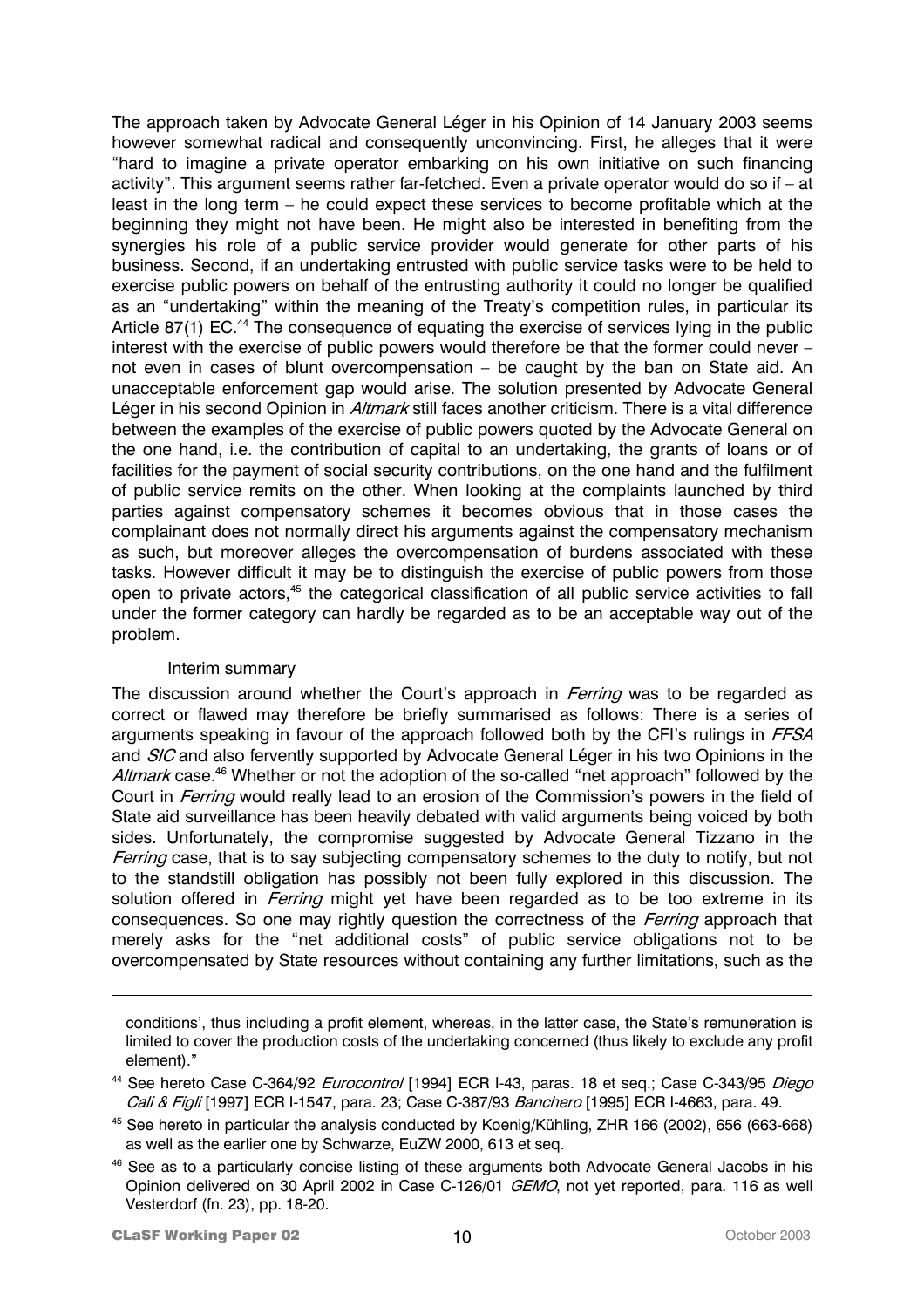The approach taken by Advocate General Léger in his Opinion of 14 January 2003 seems however somewhat radical and consequently unconvincing. First, he alleges that it were "hard to imagine a private operator embarking on his own initiative on such financing activity". This argument seems rather far-fetched. Even a private operator would do so if – at least in the long term – he could expect these services to become profitable which at the beginning they might not have been. He might also be interested in benefiting from the synergies his role of a public service provider would generate for other parts of his business. Second, if an undertaking entrusted with public service tasks were to be held to exercise public powers on behalf of the entrusting authority it could no longer be qualified as an "undertaking" within the meaning of the Treaty's competition rules, in particular its Article 87(1) EC.[44] The consequence of equating the exercise of services lying in the public interest with the exercise of public powers would therefore be that the former could never – not even in cases of blunt overcompensation – be caught by the ban on State aid. An unacceptable enforcement gap would arise. The solution presented by Advocate General Léger in his second Opinion in *Altmark* still faces another criticism. There is a vital difference between the examples of the exercise of public powers quoted by the Advocate General on the one hand, i.e. the contribution of capital to an undertaking, the grants of loans or of facilities for the payment of social security contributions, on the one hand and the fulfilment of public service remits on the other. When looking at the complaints launched by third parties against compensatory schemes it becomes obvious that in those cases the complainant does not normally direct his arguments against the compensatory mechanism as such, but moreover alleges the overcompensation of burdens associated with these tasks. However difficult it may be to distinguish the exercise of public powers from those open to private actors,[45] the categorical classification of all public service activities to fall under the former category can hardly be regarded as to be an acceptable way out of the problem.

### Interim summary

The discussion around whether the Court's approach in *Ferring* was to be regarded as correct or flawed may therefore be briefly summarised as follows: There is a series of arguments speaking in favour of the approach followed both by the CFI's rulings in *FFSA* and *SIC* and also fervently supported by Advocate General Léger in his two Opinions in the *Altmark* case.[46] Whether or not the adoption of the so-called "net approach" followed by the Court in *Ferring* would really lead to an erosion of the Commission's powers in the field of State aid surveillance has been heavily debated with valid arguments being voiced by both sides. Unfortunately, the compromise suggested by Advocate General Tizzano in the *Ferring* case, that is to say subjecting compensatory schemes to the duty to notify, but not to the standstill obligation has possibly not been fully explored in this discussion. The solution offered in *Ferring* might yet have been regarded as to be too extreme in its consequences. So one may rightly question the correctness of the *Ferring* approach that merely asks for the "net additional costs" of public service obligations not to be overcompensated by State resources without containing any further limitations, such as the

---

conditions', thus including a profit element, whereas, in the latter case, the State's remuneration is limited to cover the production costs of the undertaking concerned (thus likely to exclude any profit element)."

[44] See hereto Case C-364/92 *Eurocontrol* [1994] ECR I-43, paras. 18 et seq.; Case C-343/95 *Diego Cali & Figli* [1997] ECR I-1547, para. 23; Case C-387/93 *Banchero* [1995] ECR I-4663, para. 49.

[45] See hereto in particular the analysis conducted by Koenig/Kühling, ZHR 166 (2002), 656 (663-668) as well as the earlier one by Schwarze, EuZW 2000, 613 et seq.

[46] See as to a particularly concise listing of these arguments both Advocate General Jacobs in his Opinion delivered on 30 April 2002 in Case C-126/01 *GEMO*, not yet reported, para. 116 as well Vesterdorf (fn. 23), pp. 18-20.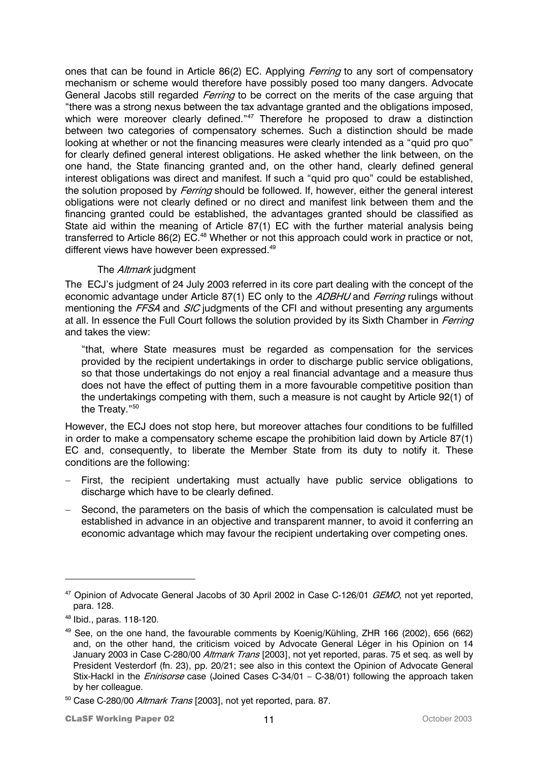ones that can be found in Article 86(2) EC. Applying *Ferring* to any sort of compensatory mechanism or scheme would therefore have possibly posed too many dangers. Advocate General Jacobs still regarded *Ferring* to be correct on the merits of the case arguing that "there was a strong nexus between the tax advantage granted and the obligations imposed, which were moreover clearly defined."[47] Therefore he proposed to draw a distinction between two categories of compensatory schemes. Such a distinction should be made looking at whether or not the financing measures were clearly intended as a "quid pro quo" for clearly defined general interest obligations. He asked whether the link between, on the one hand, the State financing granted and, on the other hand, clearly defined general interest obligations was direct and manifest. If such a "quid pro quo" could be established, the solution proposed by *Ferring* should be followed. If, however, either the general interest obligations were not clearly defined or no direct and manifest link between them and the financing granted could be established, the advantages granted should be classified as State aid within the meaning of Article 87(1) EC with the further material analysis being transferred to Article 86(2) EC.[48] Whether or not this approach could work in practice or not, different views have however been expressed.[49]

### The *Altmark* judgment

The ECJ's judgment of 24 July 2003 referred in its core part dealing with the concept of the economic advantage under Article 87(1) EC only to the *ADBHU* and *Ferring* rulings without mentioning the *FFSA* and *SIC* judgments of the CFI and without presenting any arguments at all. In essence the Full Court follows the solution provided by its Sixth Chamber in *Ferring* and takes the view:

> "that, where State measures must be regarded as compensation for the services provided by the recipient undertakings in order to discharge public service obligations, so that those undertakings do not enjoy a real financial advantage and a measure thus does not have the effect of putting them in a more favourable competitive position than the undertakings competing with them, such a measure is not caught by Article 92(1) of the Treaty."[50]

However, the ECJ does not stop here, but moreover attaches four conditions to be fulfilled in order to make a compensatory scheme escape the prohibition laid down by Article 87(1) EC and, consequently, to liberate the Member State from its duty to notify it. These conditions are the following:

- First, the recipient undertaking must actually have public service obligations to discharge which have to be clearly defined.
- Second, the parameters on the basis of which the compensation is calculated must be established in advance in an objective and transparent manner, to avoid it conferring an economic advantage which may favour the recipient undertaking over competing ones.

---

[47] Opinion of Advocate General Jacobs of 30 April 2002 in Case C-126/01 *GEMO*, not yet reported, para. 128.

[48] Ibid., paras. 118-120.

[49] See, on the one hand, the favourable comments by Koenig/Kühling, ZHR 166 (2002), 656 (662) and, on the other hand, the criticism voiced by Advocate General Léger in his Opinion on 14 January 2003 in Case C-280/00 *Altmark Trans* [2003], not yet reported, paras. 75 et seq. as well by President Vesterdorf (fn. 23), pp. 20/21; see also in this context the Opinion of Advocate General Stix-Hackl in the *Enirisorse* case (Joined Cases C-34/01 – C-38/01) following the approach taken by her colleague.

[50] Case C-280/00 *Altmark Trans* [2003], not yet reported, para. 87.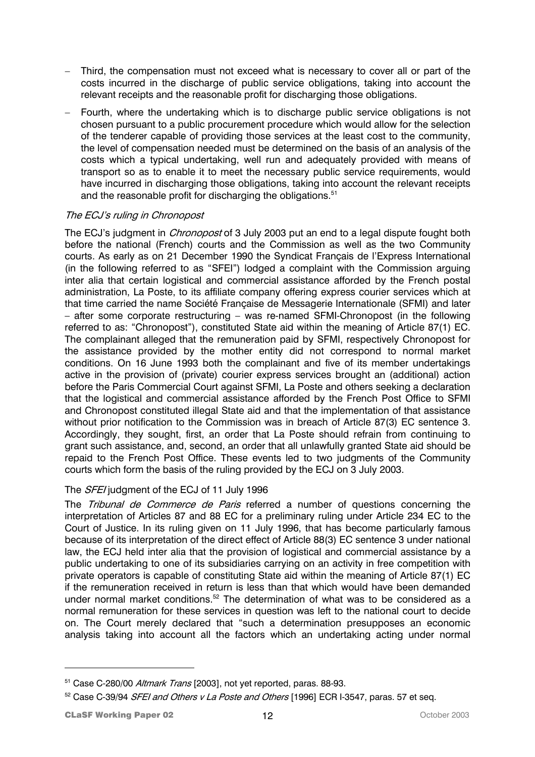- Third, the compensation must not exceed what is necessary to cover all or part of the costs incurred in the discharge of public service obligations, taking into account the relevant receipts and the reasonable profit for discharging those obligations.
- Fourth, where the undertaking which is to discharge public service obligations is not chosen pursuant to a public procurement procedure which would allow for the selection of the tenderer capable of providing those services at the least cost to the community, the level of compensation needed must be determined on the basis of an analysis of the costs which a typical undertaking, well run and adequately provided with means of transport so as to enable it to meet the necessary public service requirements, would have incurred in discharging those obligations, taking into account the relevant receipts and the reasonable profit for discharging the obligations.[51]

### *The ECJ's ruling in Chronopost*

The ECJ's judgment in *Chronopost* of 3 July 2003 put an end to a legal dispute fought both before the national (French) courts and the Commission as well as the two Community courts. As early as on 21 December 1990 the Syndicat Français de l'Express International (in the following referred to as "SFEI") lodged a complaint with the Commission arguing inter alia that certain logistical and commercial assistance afforded by the French postal administration, La Poste, to its affiliate company offering express courier services which at that time carried the name Société Française de Messagerie Internationale (SFMI) and later – after some corporate restructuring – was re-named SFMI-Chronopost (in the following referred to as: "Chronopost"), constituted State aid within the meaning of Article 87(1) EC. The complainant alleged that the remuneration paid by SFMI, respectively Chronopost for the assistance provided by the mother entity did not correspond to normal market conditions. On 16 June 1993 both the complainant and five of its member undertakings active in the provision of (private) courier express services brought an (additional) action before the Paris Commercial Court against SFMI, La Poste and others seeking a declaration that the logistical and commercial assistance afforded by the French Post Office to SFMI and Chronopost constituted illegal State aid and that the implementation of that assistance without prior notification to the Commission was in breach of Article 87(3) EC sentence 3. Accordingly, they sought, first, an order that La Poste should refrain from continuing to grant such assistance, and, second, an order that all unlawfully granted State aid should be repaid to the French Post Office. These events led to two judgments of the Community courts which form the basis of the ruling provided by the ECJ on 3 July 2003.

### The *SFEI* judgment of the ECJ of 11 July 1996

The *Tribunal de Commerce de Paris* referred a number of questions concerning the interpretation of Articles 87 and 88 EC for a preliminary ruling under Article 234 EC to the Court of Justice. In its ruling given on 11 July 1996, that has become particularly famous because of its interpretation of the direct effect of Article 88(3) EC sentence 3 under national law, the ECJ held inter alia that the provision of logistical and commercial assistance by a public undertaking to one of its subsidiaries carrying on an activity in free competition with private operators is capable of constituting State aid within the meaning of Article 87(1) EC if the remuneration received in return is less than that which would have been demanded under normal market conditions.[52] The determination of what was to be considered as a normal remuneration for these services in question was left to the national court to decide on. The Court merely declared that "such a determination presupposes an economic analysis taking into account all the factors which an undertaking acting under normal

---

[51] Case C-280/00 *Altmark Trans* [2003], not yet reported, paras. 88-93.

[52] Case C-39/94 *SFEI and Others v La Poste and Others* [1996] ECR I-3547, paras. 57 et seq.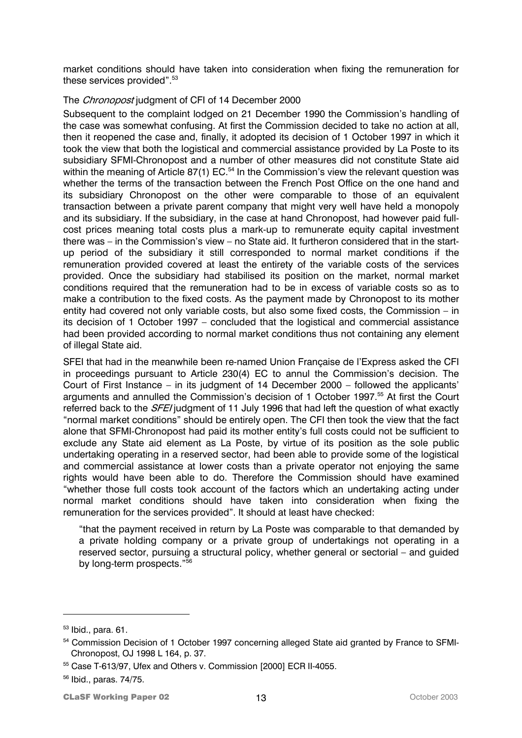market conditions should have taken into consideration when fixing the remuneration for these services provided".[53]

The *Chronopost* judgment of CFI of 14 December 2000

Subsequent to the complaint lodged on 21 December 1990 the Commission's handling of the case was somewhat confusing. At first the Commission decided to take no action at all, then it reopened the case and, finally, it adopted its decision of 1 October 1997 in which it took the view that both the logistical and commercial assistance provided by La Poste to its subsidiary SFMI-Chronopost and a number of other measures did not constitute State aid within the meaning of Article 87(1) EC.[54] In the Commission's view the relevant question was whether the terms of the transaction between the French Post Office on the one hand and its subsidiary Chronopost on the other were comparable to those of an equivalent transaction between a private parent company that might very well have held a monopoly and its subsidiary. If the subsidiary, in the case at hand Chronopost, had however paid full-cost prices meaning total costs plus a mark-up to remunerate equity capital investment there was – in the Commission's view – no State aid. It furtheron considered that in the start-up period of the subsidiary it still corresponded to normal market conditions if the remuneration provided covered at least the entirety of the variable costs of the services provided. Once the subsidiary had stabilised its position on the market, normal market conditions required that the remuneration had to be in excess of variable costs so as to make a contribution to the fixed costs. As the payment made by Chronopost to its mother entity had covered not only variable costs, but also some fixed costs, the Commission – in its decision of 1 October 1997 – concluded that the logistical and commercial assistance had been provided according to normal market conditions thus not containing any element of illegal State aid.

SFEI that had in the meanwhile been re-named Union Française de l'Express asked the CFI in proceedings pursuant to Article 230(4) EC to annul the Commission's decision. The Court of First Instance – in its judgment of 14 December 2000 – followed the applicants' arguments and annulled the Commission's decision of 1 October 1997.[55] At first the Court referred back to the *SFEI* judgment of 11 July 1996 that had left the question of what exactly "normal market conditions" should be entirely open. The CFI then took the view that the fact alone that SFMI-Chronopost had paid its mother entity's full costs could not be sufficient to exclude any State aid element as La Poste, by virtue of its position as the sole public undertaking operating in a reserved sector, had been able to provide some of the logistical and commercial assistance at lower costs than a private operator not enjoying the same rights would have been able to do. Therefore the Commission should have examined "whether those full costs took account of the factors which an undertaking acting under normal market conditions should have taken into consideration when fixing the remuneration for the services provided". It should at least have checked:

> "that the payment received in return by La Poste was comparable to that demanded by a private holding company or a private group of undertakings not operating in a reserved sector, pursuing a structural policy, whether general or sectorial – and guided by long-term prospects."[56]

---

[53] Ibid., para. 61.

[54] Commission Decision of 1 October 1997 concerning alleged State aid granted by France to SFMI-Chronopost, OJ 1998 L 164, p. 37.

[55] Case T-613/97, Ufex and Others v. Commission [2000] ECR II-4055.

[56] Ibid., paras. 74/75.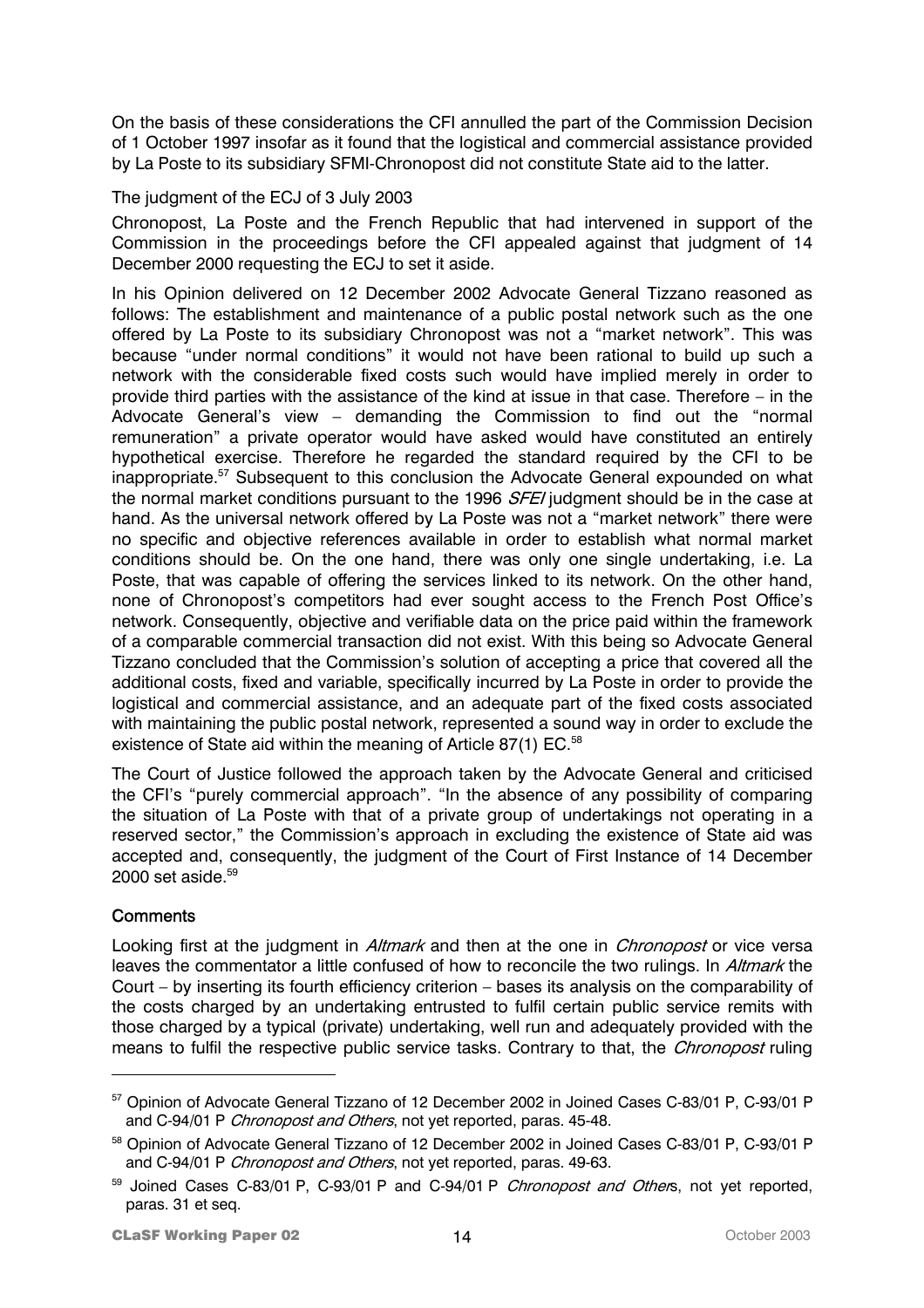On the basis of these considerations the CFI annulled the part of the Commission Decision of 1 October 1997 insofar as it found that the logistical and commercial assistance provided by La Poste to its subsidiary SFMI-Chronopost did not constitute State aid to the latter.

The judgment of the ECJ of 3 July 2003

Chronopost, La Poste and the French Republic that had intervened in support of the Commission in the proceedings before the CFI appealed against that judgment of 14 December 2000 requesting the ECJ to set it aside.

In his Opinion delivered on 12 December 2002 Advocate General Tizzano reasoned as follows: The establishment and maintenance of a public postal network such as the one offered by La Poste to its subsidiary Chronopost was not a "market network". This was because "under normal conditions" it would not have been rational to build up such a network with the considerable fixed costs such would have implied merely in order to provide third parties with the assistance of the kind at issue in that case. Therefore – in the Advocate General's view – demanding the Commission to find out the "normal remuneration" a private operator would have asked would have constituted an entirely hypothetical exercise. Therefore he regarded the standard required by the CFI to be inappropriate.[57] Subsequent to this conclusion the Advocate General expounded on what the normal market conditions pursuant to the 1996 *SFEI* judgment should be in the case at hand. As the universal network offered by La Poste was not a "market network" there were no specific and objective references available in order to establish what normal market conditions should be. On the one hand, there was only one single undertaking, i.e. La Poste, that was capable of offering the services linked to its network. On the other hand, none of Chronopost's competitors had ever sought access to the French Post Office's network. Consequently, objective and verifiable data on the price paid within the framework of a comparable commercial transaction did not exist. With this being so Advocate General Tizzano concluded that the Commission's solution of accepting a price that covered all the additional costs, fixed and variable, specifically incurred by La Poste in order to provide the logistical and commercial assistance, and an adequate part of the fixed costs associated with maintaining the public postal network, represented a sound way in order to exclude the existence of State aid within the meaning of Article 87(1) EC.[58]

The Court of Justice followed the approach taken by the Advocate General and criticised the CFI's "purely commercial approach". "In the absence of any possibility of comparing the situation of La Poste with that of a private group of undertakings not operating in a reserved sector," the Commission's approach in excluding the existence of State aid was accepted and, consequently, the judgment of the Court of First Instance of 14 December 2000 set aside.[59]

**Comments**

Looking first at the judgment in *Altmark* and then at the one in *Chronopost* or vice versa leaves the commentator a little confused of how to reconcile the two rulings. In *Altmark* the Court – by inserting its fourth efficiency criterion – bases its analysis on the comparability of the costs charged by an undertaking entrusted to fulfil certain public service remits with those charged by a typical (private) undertaking, well run and adequately provided with the means to fulfil the respective public service tasks. Contrary to that, the *Chronopost* ruling

---

[57] Opinion of Advocate General Tizzano of 12 December 2002 in Joined Cases C-83/01 P, C-93/01 P and C-94/01 P *Chronopost and Others*, not yet reported, paras. 45-48.

[58] Opinion of Advocate General Tizzano of 12 December 2002 in Joined Cases C-83/01 P, C-93/01 P and C-94/01 P *Chronopost and Others*, not yet reported, paras. 49-63.

[59] Joined Cases C-83/01 P, C-93/01 P and C-94/01 P *Chronopost and Others*, not yet reported, paras. 31 et seq.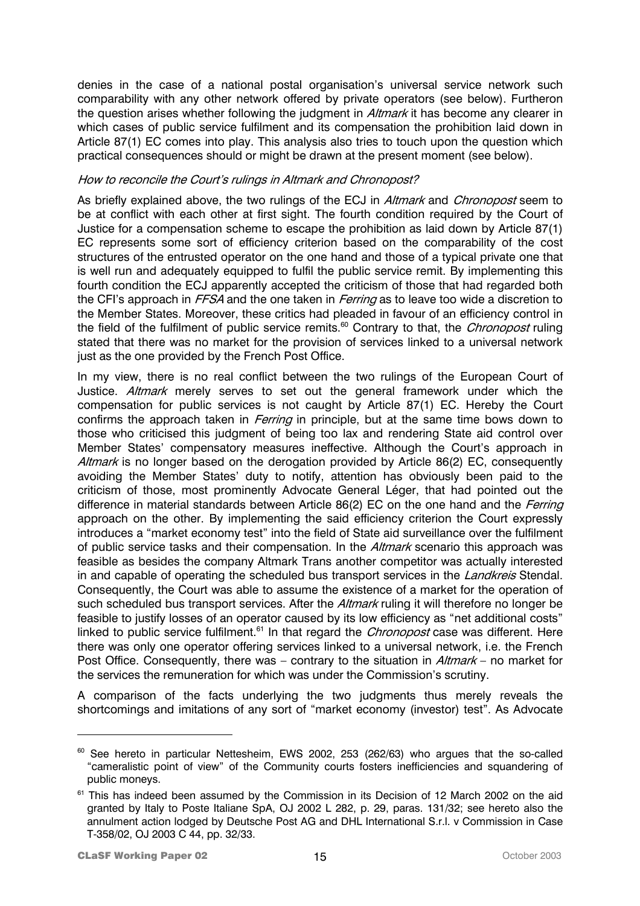denies in the case of a national postal organisation's universal service network such comparability with any other network offered by private operators (see below). Furtheron the question arises whether following the judgment in *Altmark* it has become any clearer in which cases of public service fulfilment and its compensation the prohibition laid down in Article 87(1) EC comes into play. This analysis also tries to touch upon the question which practical consequences should or might be drawn at the present moment (see below).

*How to reconcile the Court's rulings in Altmark and Chronopost?*

As briefly explained above, the two rulings of the ECJ in *Altmark* and *Chronopost* seem to be at conflict with each other at first sight. The fourth condition required by the Court of Justice for a compensation scheme to escape the prohibition as laid down by Article 87(1) EC represents some sort of efficiency criterion based on the comparability of the cost structures of the entrusted operator on the one hand and those of a typical private one that is well run and adequately equipped to fulfil the public service remit. By implementing this fourth condition the ECJ apparently accepted the criticism of those that had regarded both the CFI's approach in *FFSA* and the one taken in *Ferring* as to leave too wide a discretion to the Member States. Moreover, these critics had pleaded in favour of an efficiency control in the field of the fulfilment of public service remits.[60] Contrary to that, the *Chronopost* ruling stated that there was no market for the provision of services linked to a universal network just as the one provided by the French Post Office.

In my view, there is no real conflict between the two rulings of the European Court of Justice. *Altmark* merely serves to set out the general framework under which the compensation for public services is not caught by Article 87(1) EC. Hereby the Court confirms the approach taken in *Ferring* in principle, but at the same time bows down to those who criticised this judgment of being too lax and rendering State aid control over Member States' compensatory measures ineffective. Although the Court's approach in *Altmark* is no longer based on the derogation provided by Article 86(2) EC, consequently avoiding the Member States' duty to notify, attention has obviously been paid to the criticism of those, most prominently Advocate General Léger, that had pointed out the difference in material standards between Article 86(2) EC on the one hand and the *Ferring* approach on the other. By implementing the said efficiency criterion the Court expressly introduces a "market economy test" into the field of State aid surveillance over the fulfilment of public service tasks and their compensation. In the *Altmark* scenario this approach was feasible as besides the company Altmark Trans another competitor was actually interested in and capable of operating the scheduled bus transport services in the *Landkreis* Stendal. Consequently, the Court was able to assume the existence of a market for the operation of such scheduled bus transport services. After the *Altmark* ruling it will therefore no longer be feasible to justify losses of an operator caused by its low efficiency as "net additional costs" linked to public service fulfilment.[61] In that regard the *Chronopost* case was different. Here there was only one operator offering services linked to a universal network, i.e. the French Post Office. Consequently, there was – contrary to the situation in *Altmark* – no market for the services the remuneration for which was under the Commission's scrutiny.

A comparison of the facts underlying the two judgments thus merely reveals the shortcomings and imitations of any sort of "market economy (investor) test". As Advocate

---

[60] See hereto in particular Nettesheim, EWS 2002, 253 (262/63) who argues that the so-called "cameralistic point of view" of the Community courts fosters inefficiencies and squandering of public moneys.

[61] This has indeed been assumed by the Commission in its Decision of 12 March 2002 on the aid granted by Italy to Poste Italiane SpA, OJ 2002 L 282, p. 29, paras. 131/32; see hereto also the annulment action lodged by Deutsche Post AG and DHL International S.r.l. v Commission in Case T-358/02, OJ 2003 C 44, pp. 32/33.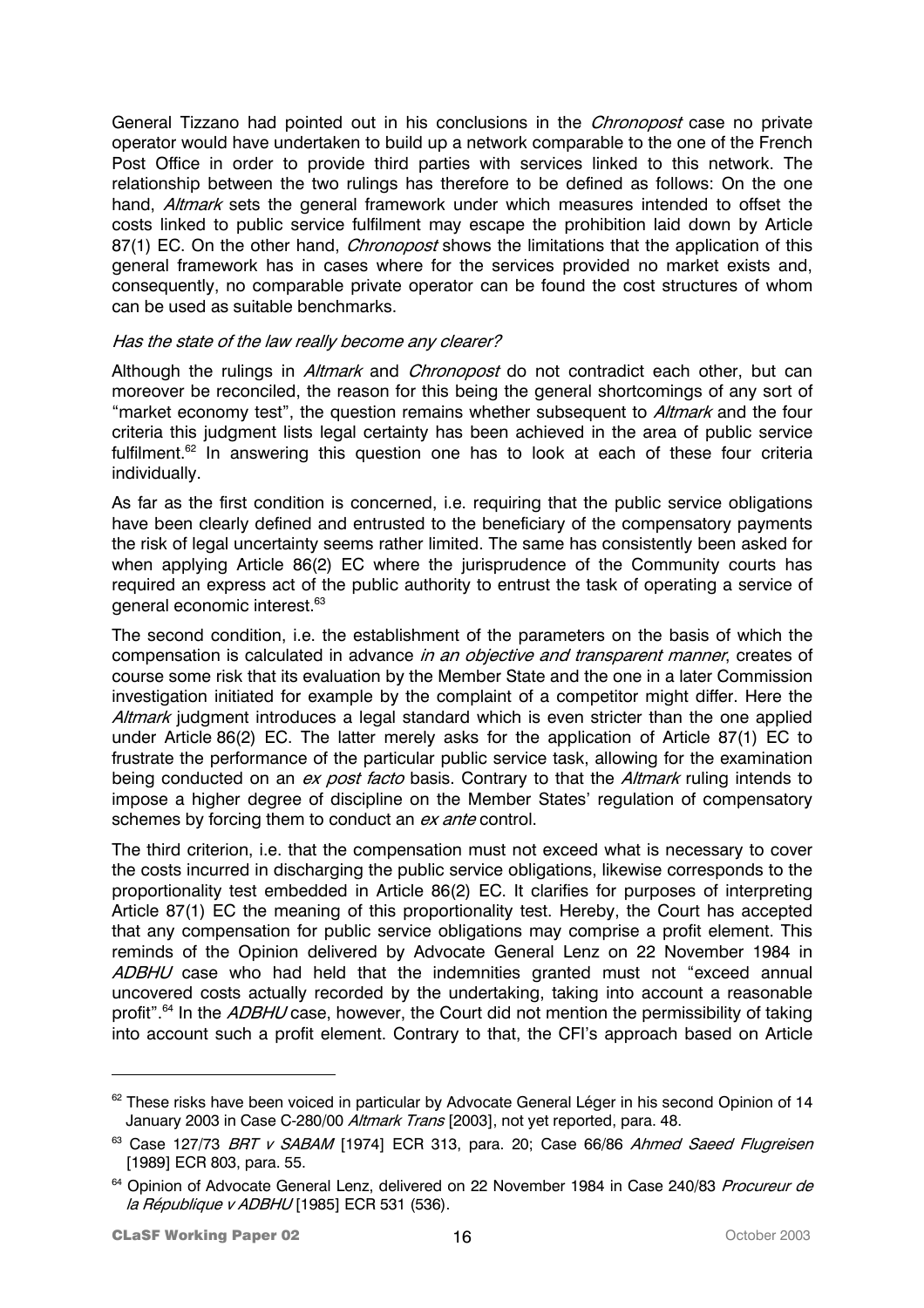General Tizzano had pointed out in his conclusions in the *Chronopost* case no private operator would have undertaken to build up a network comparable to the one of the French Post Office in order to provide third parties with services linked to this network. The relationship between the two rulings has therefore to be defined as follows: On the one hand, *Altmark* sets the general framework under which measures intended to offset the costs linked to public service fulfilment may escape the prohibition laid down by Article 87(1) EC. On the other hand, *Chronopost* shows the limitations that the application of this general framework has in cases where for the services provided no market exists and, consequently, no comparable private operator can be found the cost structures of whom can be used as suitable benchmarks.

*Has the state of the law really become any clearer?*

Although the rulings in *Altmark* and *Chronopost* do not contradict each other, but can moreover be reconciled, the reason for this being the general shortcomings of any sort of "market economy test", the question remains whether subsequent to *Altmark* and the four criteria this judgment lists legal certainty has been achieved in the area of public service fulfilment.[62] In answering this question one has to look at each of these four criteria individually.

As far as the first condition is concerned, i.e. requiring that the public service obligations have been clearly defined and entrusted to the beneficiary of the compensatory payments the risk of legal uncertainty seems rather limited. The same has consistently been asked for when applying Article 86(2) EC where the jurisprudence of the Community courts has required an express act of the public authority to entrust the task of operating a service of general economic interest.[63]

The second condition, i.e. the establishment of the parameters on the basis of which the compensation is calculated in advance *in an objective and transparent manner*, creates of course some risk that its evaluation by the Member State and the one in a later Commission investigation initiated for example by the complaint of a competitor might differ. Here the *Altmark* judgment introduces a legal standard which is even stricter than the one applied under Article 86(2) EC. The latter merely asks for the application of Article 87(1) EC to frustrate the performance of the particular public service task, allowing for the examination being conducted on an *ex post facto* basis. Contrary to that the *Altmark* ruling intends to impose a higher degree of discipline on the Member States' regulation of compensatory schemes by forcing them to conduct an *ex ante* control.

The third criterion, i.e. that the compensation must not exceed what is necessary to cover the costs incurred in discharging the public service obligations, likewise corresponds to the proportionality test embedded in Article 86(2) EC. It clarifies for purposes of interpreting Article 87(1) EC the meaning of this proportionality test. Hereby, the Court has accepted that any compensation for public service obligations may comprise a profit element. This reminds of the Opinion delivered by Advocate General Lenz on 22 November 1984 in *ADBHU* case who had held that the indemnities granted must not "exceed annual uncovered costs actually recorded by the undertaking, taking into account a reasonable profit".[64] In the *ADBHU* case, however, the Court did not mention the permissibility of taking into account such a profit element. Contrary to that, the CFI's approach based on Article

---

[62] These risks have been voiced in particular by Advocate General Léger in his second Opinion of 14 January 2003 in Case C-280/00 *Altmark Trans* [2003], not yet reported, para. 48.

[63] Case 127/73 *BRT v SABAM* [1974] ECR 313, para. 20; Case 66/86 *Ahmed Saeed Flugreisen* [1989] ECR 803, para. 55.

[64] Opinion of Advocate General Lenz, delivered on 22 November 1984 in Case 240/83 *Procureur de la République v ADBHU* [1985] ECR 531 (536).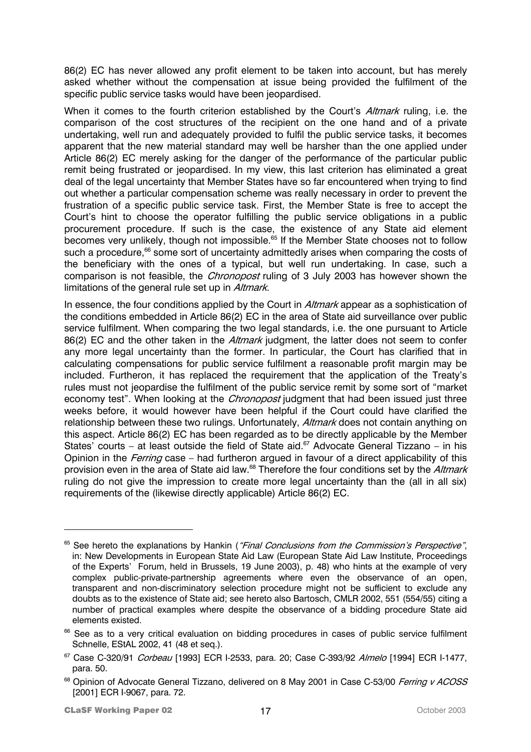86(2) EC has never allowed any profit element to be taken into account, but has merely asked whether without the compensation at issue being provided the fulfilment of the specific public service tasks would have been jeopardised.

When it comes to the fourth criterion established by the Court's *Altmark* ruling, i.e. the comparison of the cost structures of the recipient on the one hand and of a private undertaking, well run and adequately provided to fulfil the public service tasks, it becomes apparent that the new material standard may well be harsher than the one applied under Article 86(2) EC merely asking for the danger of the performance of the particular public remit being frustrated or jeopardised. In my view, this last criterion has eliminated a great deal of the legal uncertainty that Member States have so far encountered when trying to find out whether a particular compensation scheme was really necessary in order to prevent the frustration of a specific public service task. First, the Member State is free to accept the Court's hint to choose the operator fulfilling the public service obligations in a public procurement procedure. If such is the case, the existence of any State aid element becomes very unlikely, though not impossible.[65] If the Member State chooses not to follow such a procedure,[66] some sort of uncertainty admittedly arises when comparing the costs of the beneficiary with the ones of a typical, but well run undertaking. In case, such a comparison is not feasible, the *Chronopost* ruling of 3 July 2003 has however shown the limitations of the general rule set up in *Altmark*.

In essence, the four conditions applied by the Court in *Altmark* appear as a sophistication of the conditions embedded in Article 86(2) EC in the area of State aid surveillance over public service fulfilment. When comparing the two legal standards, i.e. the one pursuant to Article 86(2) EC and the other taken in the *Altmark* judgment, the latter does not seem to confer any more legal uncertainty than the former. In particular, the Court has clarified that in calculating compensations for public service fulfilment a reasonable profit margin may be included. Furtheron, it has replaced the requirement that the application of the Treaty's rules must not jeopardise the fulfilment of the public service remit by some sort of "market economy test". When looking at the *Chronopost* judgment that had been issued just three weeks before, it would however have been helpful if the Court could have clarified the relationship between these two rulings. Unfortunately, *Altmark* does not contain anything on this aspect. Article 86(2) EC has been regarded as to be directly applicable by the Member States' courts – at least outside the field of State aid.[67] Advocate General Tizzano – in his Opinion in the *Ferring* case – had furtheron argued in favour of a direct applicability of this provision even in the area of State aid law.[68] Therefore the four conditions set by the *Altmark* ruling do not give the impression to create more legal uncertainty than the (all in all six) requirements of the (likewise directly applicable) Article 86(2) EC.

---

[65] See hereto the explanations by Hankin (*"Final Conclusions from the Commission's Perspective"*, in: New Developments in European State Aid Law (European State Aid Law Institute, Proceedings of the Experts' Forum, held in Brussels, 19 June 2003), p. 48) who hints at the example of very complex public-private-partnership agreements where even the observance of an open, transparent and non-discriminatory selection procedure might not be sufficient to exclude any doubts as to the existence of State aid; see hereto also Bartosch, CMLR 2002, 551 (554/55) citing a number of practical examples where despite the observance of a bidding procedure State aid elements existed.

[66] See as to a very critical evaluation on bidding procedures in cases of public service fulfilment Schnelle, EStAL 2002, 41 (48 et seq.).

[67] Case C-320/91 *Corbeau* [1993] ECR I-2533, para. 20; Case C-393/92 *Almelo* [1994] ECR I-1477, para. 50.

[68] Opinion of Advocate General Tizzano, delivered on 8 May 2001 in Case C-53/00 *Ferring v ACOSS* [2001] ECR I-9067, para. 72.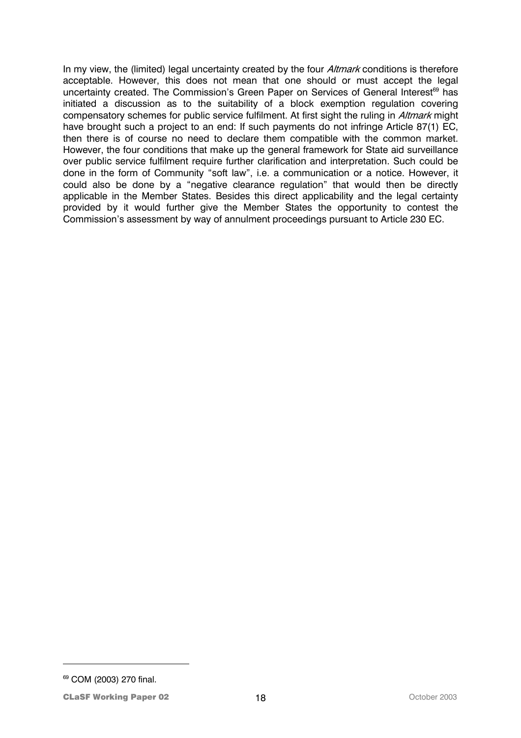In my view, the (limited) legal uncertainty created by the four *Altmark* conditions is therefore acceptable. However, this does not mean that one should or must accept the legal uncertainty created. The Commission's Green Paper on Services of General Interest[69] has initiated a discussion as to the suitability of a block exemption regulation covering compensatory schemes for public service fulfilment. At first sight the ruling in *Altmark* might have brought such a project to an end: If such payments do not infringe Article 87(1) EC, then there is of course no need to declare them compatible with the common market. However, the four conditions that make up the general framework for State aid surveillance over public service fulfilment require further clarification and interpretation. Such could be done in the form of Community "soft law", i.e. a communication or a notice. However, it could also be done by a "negative clearance regulation" that would then be directly applicable in the Member States. Besides this direct applicability and the legal certainty provided by it would further give the Member States the opportunity to contest the Commission's assessment by way of annulment proceedings pursuant to Article 230 EC.

---

[69] COM (2003) 270 final.